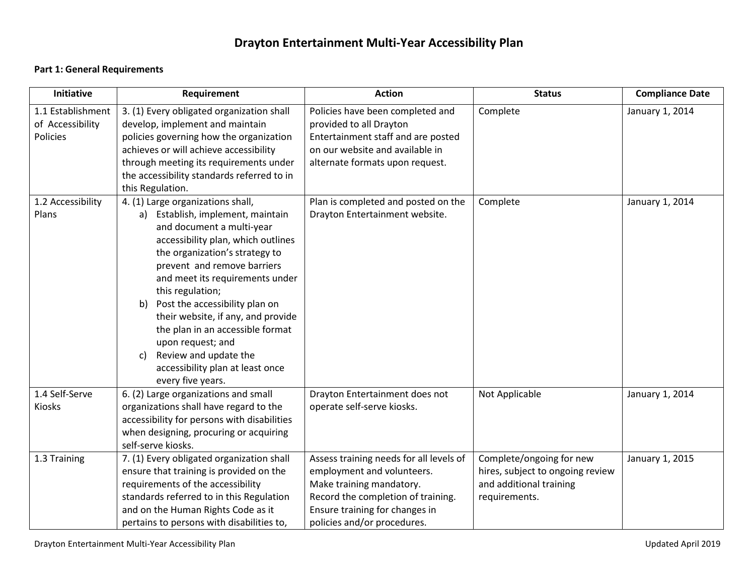# Drayton Entertainment Multi-Year Accessibility Plan

**Part 1: General Requirements**

| Initiative | Requirement | Action | Status | Compliance Date |
|---|---|---|---|---|
| 1.1 Establishment of Accessibility Policies | 3. (1) Every obligated organization shall develop, implement and maintain policies governing how the organization achieves or will achieve accessibility through meeting its requirements under the accessibility standards referred to in this Regulation. | Policies have been completed and provided to all Drayton Entertainment staff and are posted on our website and available in alternate formats upon request. | Complete | January 1, 2014 |
| 1.2 Accessibility Plans | 4. (1) Large organizations shall, a) Establish, implement, maintain and document a multi-year accessibility plan, which outlines the organization's strategy to prevent and remove barriers and meet its requirements under this regulation; b) Post the accessibility plan on their website, if any, and provide the plan in an accessible format upon request; and c) Review and update the accessibility plan at least once every five years. | Plan is completed and posted on the Drayton Entertainment website. | Complete | January 1, 2014 |
| 1.4 Self-Serve Kiosks | 6. (2) Large organizations and small organizations shall have regard to the accessibility for persons with disabilities when designing, procuring or acquiring self-serve kiosks. | Drayton Entertainment does not operate self-serve kiosks. | Not Applicable | January 1, 2014 |
| 1.3 Training | 7. (1) Every obligated organization shall ensure that training is provided on the requirements of the accessibility standards referred to in this Regulation and on the Human Rights Code as it pertains to persons with disabilities to, | Assess training needs for all levels of employment and volunteers. Make training mandatory. Record the completion of training. Ensure training for changes in policies and/or procedures. | Complete/ongoing for new hires, subject to ongoing review and additional training requirements. | January 1, 2015 |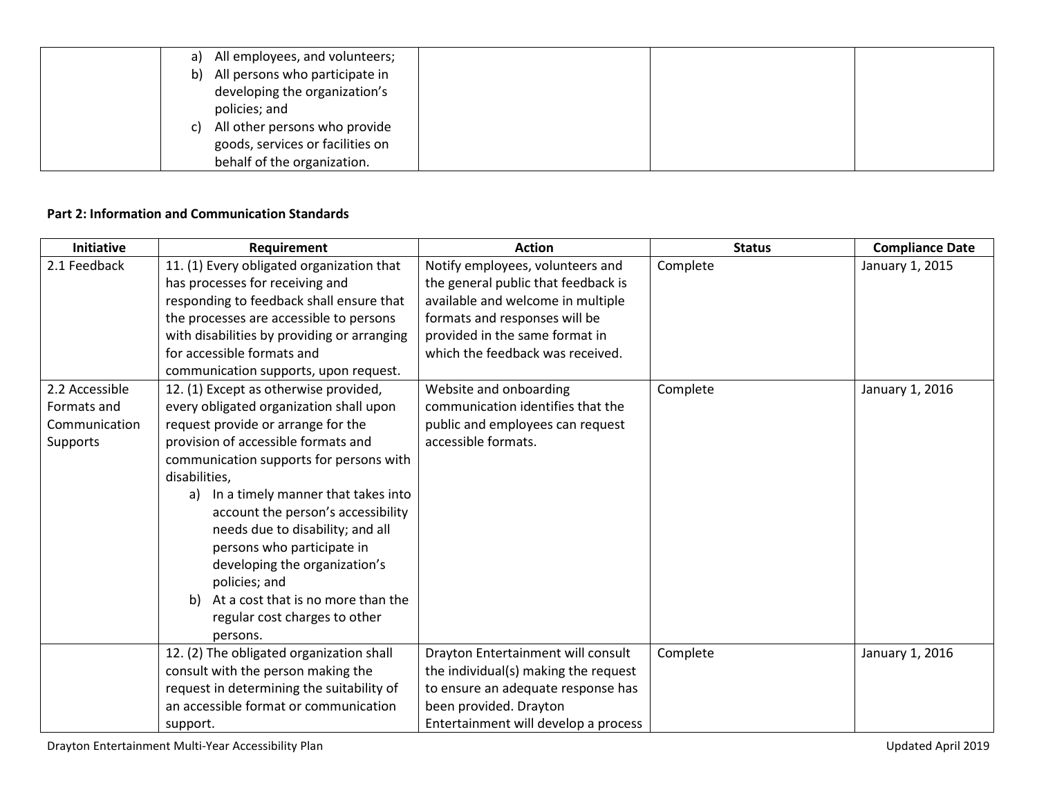| | | | | |
|---|---|---|---|---|
| | a) All employees, and volunteers;<br>b) All persons who participate in developing the organization's policies; and<br>c) All other persons who provide goods, services or facilities on behalf of the organization. | | | |

**Part 2: Information and Communication Standards**

| Initiative | Requirement | Action | Status | Compliance Date |
|---|---|---|---|---|
| 2.1 Feedback | 11. (1) Every obligated organization that has processes for receiving and responding to feedback shall ensure that the processes are accessible to persons with disabilities by providing or arranging for accessible formats and communication supports, upon request. | Notify employees, volunteers and the general public that feedback is available and welcome in multiple formats and responses will be provided in the same format in which the feedback was received. | Complete | January 1, 2015 |
| 2.2 Accessible Formats and Communication Supports | 12. (1) Except as otherwise provided, every obligated organization shall upon request provide or arrange for the provision of accessible formats and communication supports for persons with disabilities,<br>a) In a timely manner that takes into account the person's accessibility needs due to disability; and all persons who participate in developing the organization's policies; and<br>b) At a cost that is no more than the regular cost charges to other persons. | Website and onboarding communication identifies that the public and employees can request accessible formats. | Complete | January 1, 2016 |
| | 12. (2) The obligated organization shall consult with the person making the request in determining the suitability of an accessible format or communication support. | Drayton Entertainment will consult the individual(s) making the request to ensure an adequate response has been provided. Drayton Entertainment will develop a process | Complete | January 1, 2016 |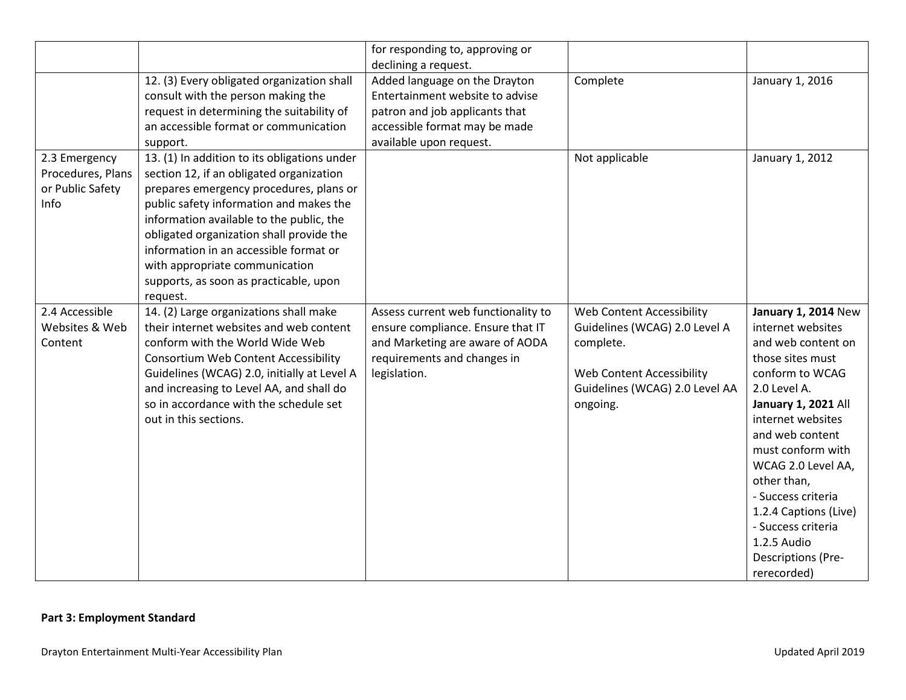| | | | | |
|---|---|---|---|---|
| | | for responding to, approving or declining a request. | | |
| | 12. (3) Every obligated organization shall consult with the person making the request in determining the suitability of an accessible format or communication support. | Added language on the Drayton Entertainment website to advise patron and job applicants that accessible format may be made available upon request. | Complete | January 1, 2016 |
| 2.3 Emergency Procedures, Plans or Public Safety Info | 13. (1) In addition to its obligations under section 12, if an obligated organization prepares emergency procedures, plans or public safety information and makes the information available to the public, the obligated organization shall provide the information in an accessible format or with appropriate communication supports, as soon as practicable, upon request. | | Not applicable | January 1, 2012 |
| 2.4 Accessible Websites & Web Content | 14. (2) Large organizations shall make their internet websites and web content conform with the World Wide Web Consortium Web Content Accessibility Guidelines (WCAG) 2.0, initially at Level A and increasing to Level AA, and shall do so in accordance with the schedule set out in this sections. | Assess current web functionality to ensure compliance. Ensure that IT and Marketing are aware of AODA requirements and changes in legislation. | Web Content Accessibility Guidelines (WCAG) 2.0 Level A complete.<br><br>Web Content Accessibility Guidelines (WCAG) 2.0 Level AA ongoing. | **January 1, 2014** New internet websites and web content on those sites must conform to WCAG 2.0 Level A.<br>**January 1, 2021** All internet websites and web content must conform with WCAG 2.0 Level AA, other than,<br>- Success criteria 1.2.4 Captions (Live)<br>- Success criteria 1.2.5 Audio Descriptions (Pre-rerecorded) |

**Part 3: Employment Standard**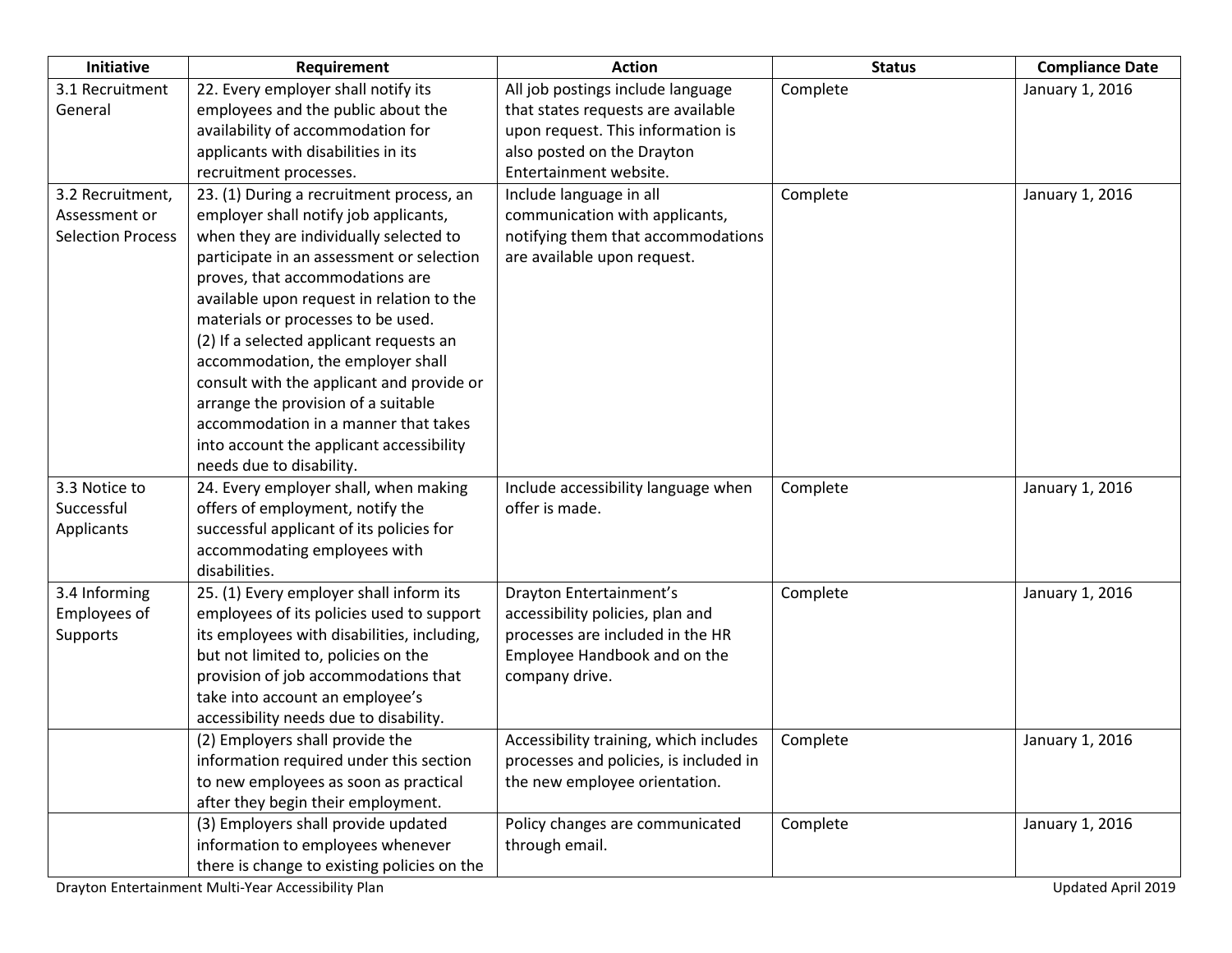| Initiative | Requirement | Action | Status | Compliance Date |
|---|---|---|---|---|
| 3.1 Recruitment General | 22. Every employer shall notify its employees and the public about the availability of accommodation for applicants with disabilities in its recruitment processes. | All job postings include language that states requests are available upon request. This information is also posted on the Drayton Entertainment website. | Complete | January 1, 2016 |
| 3.2 Recruitment, Assessment or Selection Process | 23. (1) During a recruitment process, an employer shall notify job applicants, when they are individually selected to participate in an assessment or selection proves, that accommodations are available upon request in relation to the materials or processes to be used.<br>(2) If a selected applicant requests an accommodation, the employer shall consult with the applicant and provide or arrange the provision of a suitable accommodation in a manner that takes into account the applicant accessibility needs due to disability. | Include language in all communication with applicants, notifying them that accommodations are available upon request. | Complete | January 1, 2016 |
| 3.3 Notice to Successful Applicants | 24. Every employer shall, when making offers of employment, notify the successful applicant of its policies for accommodating employees with disabilities. | Include accessibility language when offer is made. | Complete | January 1, 2016 |
| 3.4 Informing Employees of Supports | 25. (1) Every employer shall inform its employees of its policies used to support its employees with disabilities, including, but not limited to, policies on the provision of job accommodations that take into account an employee's accessibility needs due to disability. | Drayton Entertainment's accessibility policies, plan and processes are included in the HR Employee Handbook and on the company drive. | Complete | January 1, 2016 |
| | (2) Employers shall provide the information required under this section to new employees as soon as practical after they begin their employment. | Accessibility training, which includes processes and policies, is included in the new employee orientation. | Complete | January 1, 2016 |
| | (3) Employers shall provide updated information to employees whenever there is change to existing policies on the | Policy changes are communicated through email. | Complete | January 1, 2016 |

Drayton Entertainment Multi-Year Accessibility Plan — Updated April 2019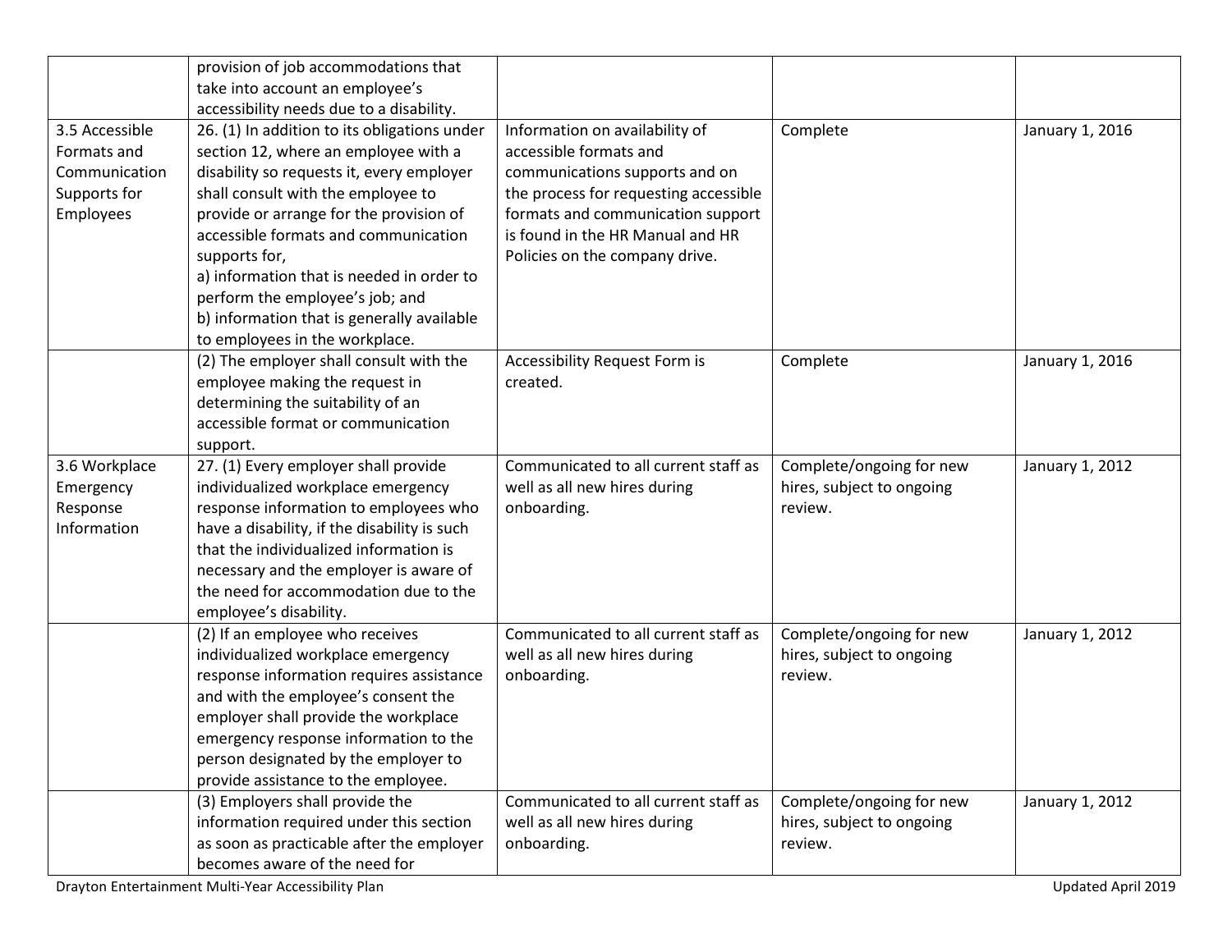| | | | | |
|---|---|---|---|---|
| | provision of job accommodations that take into account an employee's accessibility needs due to a disability. | | | |
| 3.5 Accessible Formats and Communication Supports for Employees | 26. (1) In addition to its obligations under section 12, where an employee with a disability so requests it, every employer shall consult with the employee to provide or arrange for the provision of accessible formats and communication supports for,<br>a) information that is needed in order to perform the employee's job; and<br>b) information that is generally available to employees in the workplace. | Information on availability of accessible formats and communications supports and on the process for requesting accessible formats and communication support is found in the HR Manual and HR Policies on the company drive. | Complete | January 1, 2016 |
| | (2) The employer shall consult with the employee making the request in determining the suitability of an accessible format or communication support. | Accessibility Request Form is created. | Complete | January 1, 2016 |
| 3.6 Workplace Emergency Response Information | 27. (1) Every employer shall provide individualized workplace emergency response information to employees who have a disability, if the disability is such that the individualized information is necessary and the employer is aware of the need for accommodation due to the employee's disability. | Communicated to all current staff as well as all new hires during onboarding. | Complete/ongoing for new hires, subject to ongoing review. | January 1, 2012 |
| | (2) If an employee who receives individualized workplace emergency response information requires assistance and with the employee's consent the employer shall provide the workplace emergency response information to the person designated by the employer to provide assistance to the employee. | Communicated to all current staff as well as all new hires during onboarding. | Complete/ongoing for new hires, subject to ongoing review. | January 1, 2012 |
| | (3) Employers shall provide the information required under this section as soon as practicable after the employer becomes aware of the need for | Communicated to all current staff as well as all new hires during onboarding. | Complete/ongoing for new hires, subject to ongoing review. | January 1, 2012 |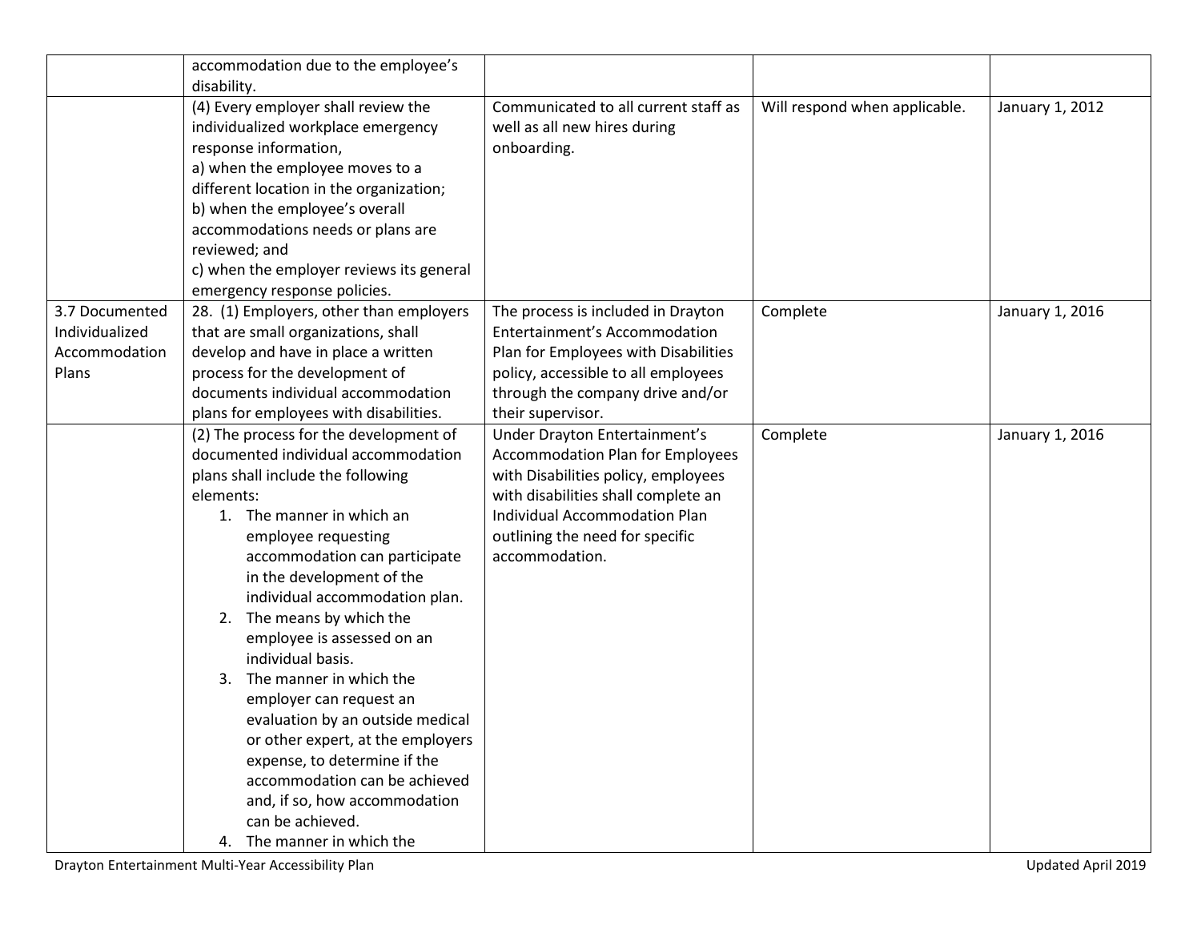| | | | | |
|---|---|---|---|---|
| | accommodation due to the employee's disability. | | | |
| | (4) Every employer shall review the individualized workplace emergency response information,<br>a) when the employee moves to a different location in the organization;<br>b) when the employee's overall accommodations needs or plans are reviewed; and<br>c) when the employer reviews its general emergency response policies. | Communicated to all current staff as well as all new hires during onboarding. | Will respond when applicable. | January 1, 2012 |
| 3.7 Documented Individualized Accommodation Plans | 28. (1) Employers, other than employers that are small organizations, shall develop and have in place a written process for the development of documents individual accommodation plans for employees with disabilities. | The process is included in Drayton Entertainment's Accommodation Plan for Employees with Disabilities policy, accessible to all employees through the company drive and/or their supervisor. | Complete | January 1, 2016 |
| | (2) The process for the development of documented individual accommodation plans shall include the following elements:<br>1. The manner in which an employee requesting accommodation can participate in the development of the individual accommodation plan.<br>2. The means by which the employee is assessed on an individual basis.<br>3. The manner in which the employer can request an evaluation by an outside medical or other expert, at the employers expense, to determine if the accommodation can be achieved and, if so, how accommodation can be achieved.<br>4. The manner in which the | Under Drayton Entertainment's Accommodation Plan for Employees with Disabilities policy, employees with disabilities shall complete an Individual Accommodation Plan outlining the need for specific accommodation. | Complete | January 1, 2016 |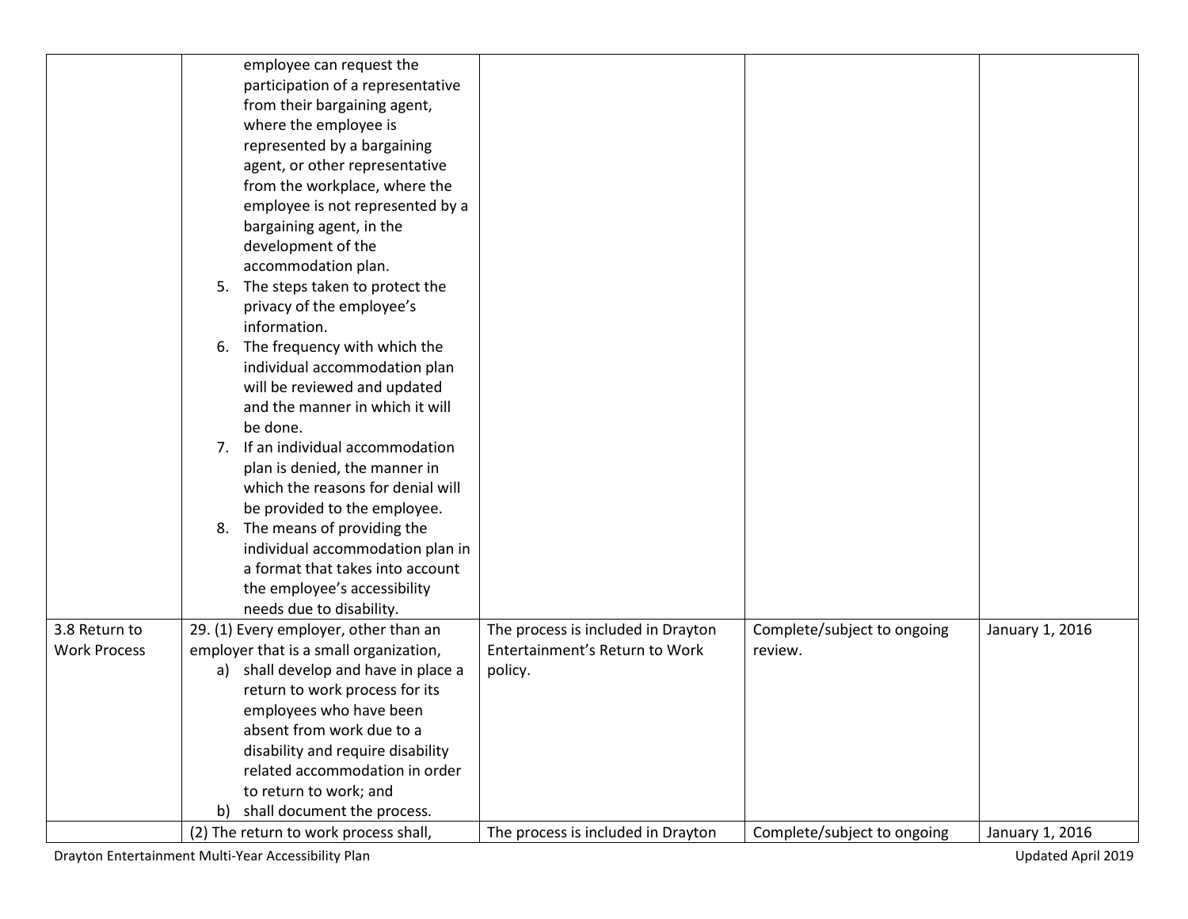| | | | | |
|---|---|---|---|---|
| | employee can request the participation of a representative from their bargaining agent, where the employee is represented by a bargaining agent, or other representative from the workplace, where the employee is not represented by a bargaining agent, in the development of the accommodation plan.<br>5. The steps taken to protect the privacy of the employee's information.<br>6. The frequency with which the individual accommodation plan will be reviewed and updated and the manner in which it will be done.<br>7. If an individual accommodation plan is denied, the manner in which the reasons for denial will be provided to the employee.<br>8. The means of providing the individual accommodation plan in a format that takes into account the employee's accessibility needs due to disability. | | | |
| 3.8 Return to Work Process | 29. (1) Every employer, other than an employer that is a small organization,<br>a) shall develop and have in place a return to work process for its employees who have been absent from work due to a disability and require disability related accommodation in order to return to work; and<br>b) shall document the process. | The process is included in Drayton Entertainment's Return to Work policy. | Complete/subject to ongoing review. | January 1, 2016 |
| | (2) The return to work process shall, | The process is included in Drayton | Complete/subject to ongoing | January 1, 2016 |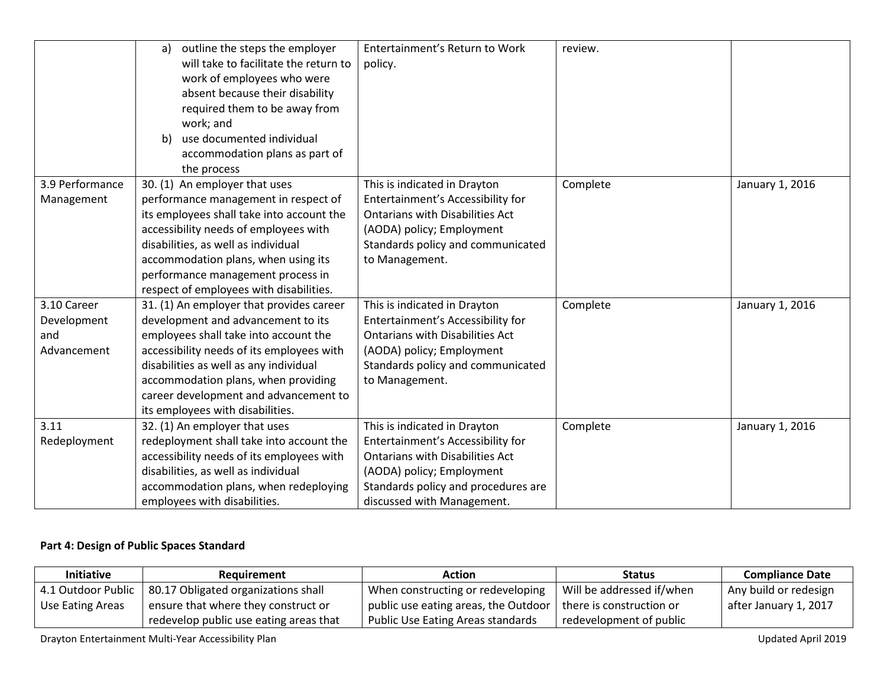| | | | | |
|---|---|---|---|---|
| | a) outline the steps the employer will take to facilitate the return to work of employees who were absent because their disability required them to be away from work; and<br>b) use documented individual accommodation plans as part of the process | Entertainment's Return to Work policy. | review. | |
| 3.9 Performance Management | 30. (1) An employer that uses performance management in respect of its employees shall take into account the accessibility needs of employees with disabilities, as well as individual accommodation plans, when using its performance management process in respect of employees with disabilities. | This is indicated in Drayton Entertainment's Accessibility for Ontarians with Disabilities Act (AODA) policy; Employment Standards policy and communicated to Management. | Complete | January 1, 2016 |
| 3.10 Career Development and Advancement | 31. (1) An employer that provides career development and advancement to its employees shall take into account the accessibility needs of its employees with disabilities as well as any individual accommodation plans, when providing career development and advancement to its employees with disabilities. | This is indicated in Drayton Entertainment's Accessibility for Ontarians with Disabilities Act (AODA) policy; Employment Standards policy and communicated to Management. | Complete | January 1, 2016 |
| 3.11 Redeployment | 32. (1) An employer that uses redeployment shall take into account the accessibility needs of its employees with disabilities, as well as individual accommodation plans, when redeploying employees with disabilities. | This is indicated in Drayton Entertainment's Accessibility for Ontarians with Disabilities Act (AODA) policy; Employment Standards policy and procedures are discussed with Management. | Complete | January 1, 2016 |

**Part 4: Design of Public Spaces Standard**

| Initiative | Requirement | Action | Status | Compliance Date |
|---|---|---|---|---|
| 4.1 Outdoor Public Use Eating Areas | 80.17 Obligated organizations shall ensure that where they construct or redevelop public use eating areas that | When constructing or redeveloping public use eating areas, the Outdoor Public Use Eating Areas standards | Will be addressed if/when there is construction or redevelopment of public | Any build or redesign after January 1, 2017 |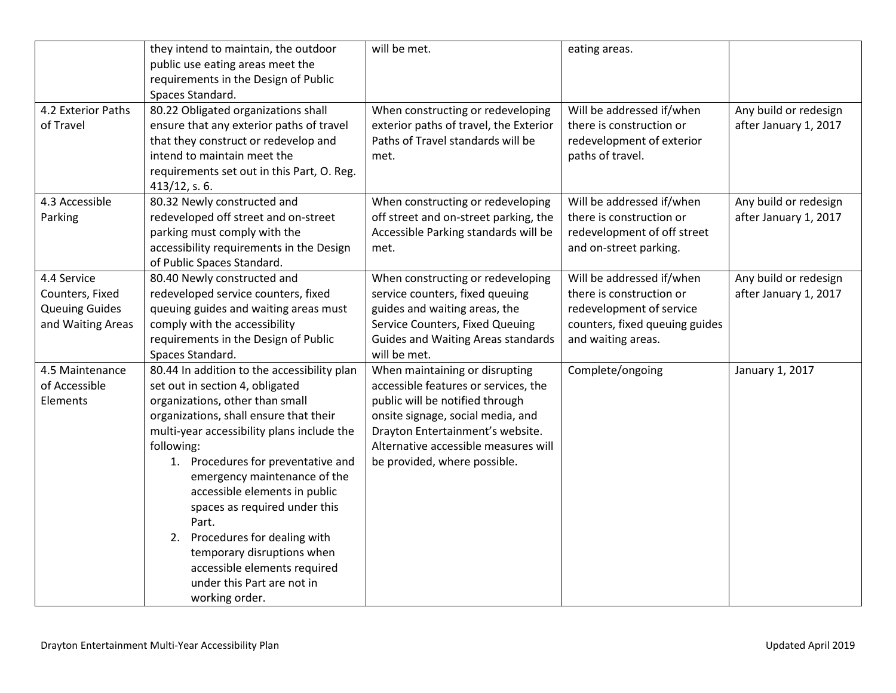| | | | | |
|---|---|---|---|---|
| | they intend to maintain, the outdoor public use eating areas meet the requirements in the Design of Public Spaces Standard. | will be met. | eating areas. | |
| 4.2 Exterior Paths of Travel | 80.22 Obligated organizations shall ensure that any exterior paths of travel that they construct or redevelop and intend to maintain meet the requirements set out in this Part, O. Reg. 413/12, s. 6. | When constructing or redeveloping exterior paths of travel, the Exterior Paths of Travel standards will be met. | Will be addressed if/when there is construction or redevelopment of exterior paths of travel. | Any build or redesign after January 1, 2017 |
| 4.3 Accessible Parking | 80.32 Newly constructed and redeveloped off street and on-street parking must comply with the accessibility requirements in the Design of Public Spaces Standard. | When constructing or redeveloping off street and on-street parking, the Accessible Parking standards will be met. | Will be addressed if/when there is construction or redevelopment of off street and on-street parking. | Any build or redesign after January 1, 2017 |
| 4.4 Service Counters, Fixed Queuing Guides and Waiting Areas | 80.40 Newly constructed and redeveloped service counters, fixed queuing guides and waiting areas must comply with the accessibility requirements in the Design of Public Spaces Standard. | When constructing or redeveloping service counters, fixed queuing guides and waiting areas, the Service Counters, Fixed Queuing Guides and Waiting Areas standards will be met. | Will be addressed if/when there is construction or redevelopment of service counters, fixed queuing guides and waiting areas. | Any build or redesign after January 1, 2017 |
| 4.5 Maintenance of Accessible Elements | 80.44 In addition to the accessibility plan set out in section 4, obligated organizations, other than small organizations, shall ensure that their multi-year accessibility plans include the following: 1. Procedures for preventative and emergency maintenance of the accessible elements in public spaces as required under this Part. 2. Procedures for dealing with temporary disruptions when accessible elements required under this Part are not in working order. | When maintaining or disrupting accessible features or services, the public will be notified through onsite signage, social media, and Drayton Entertainment's website. Alternative accessible measures will be provided, where possible. | Complete/ongoing | January 1, 2017 |